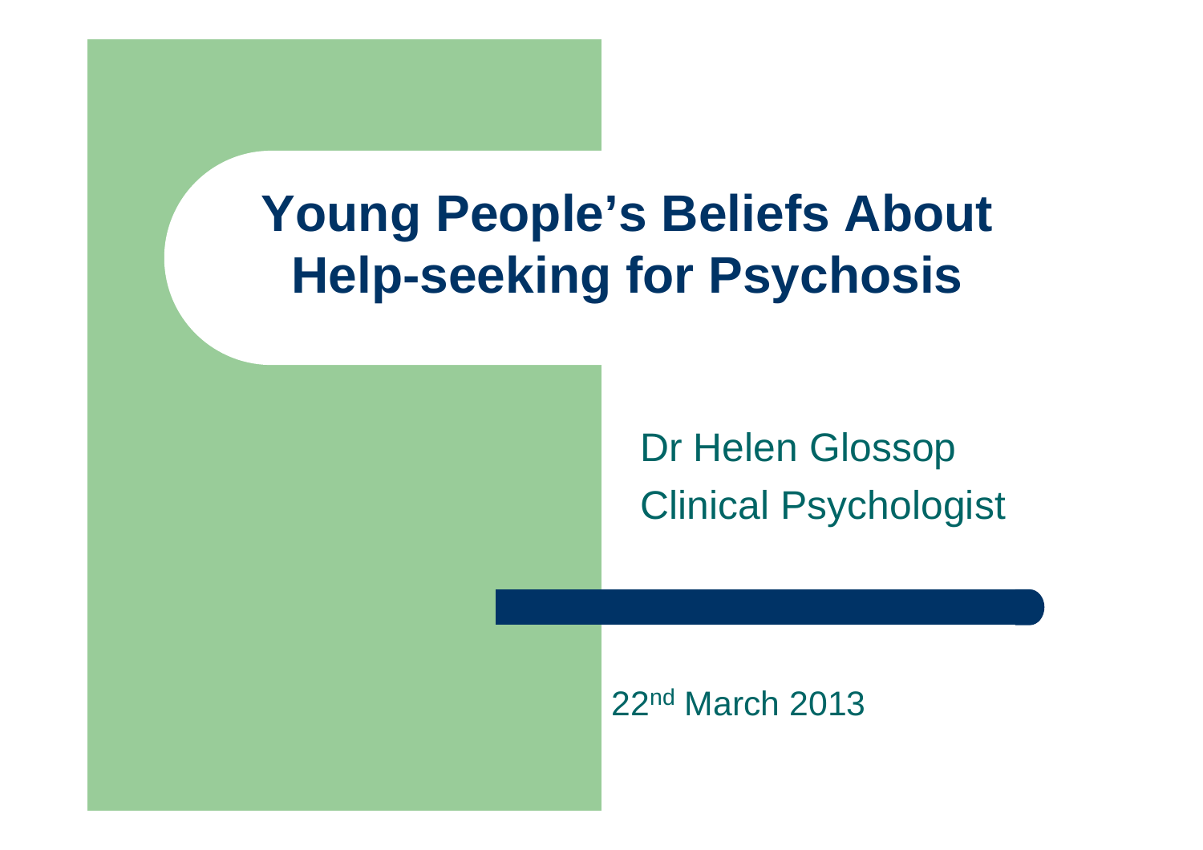# Young People's Beliefs About Help-seeking for Psychosis

Dr Helen Glossop

Clinical Psychologist

22nd March 2013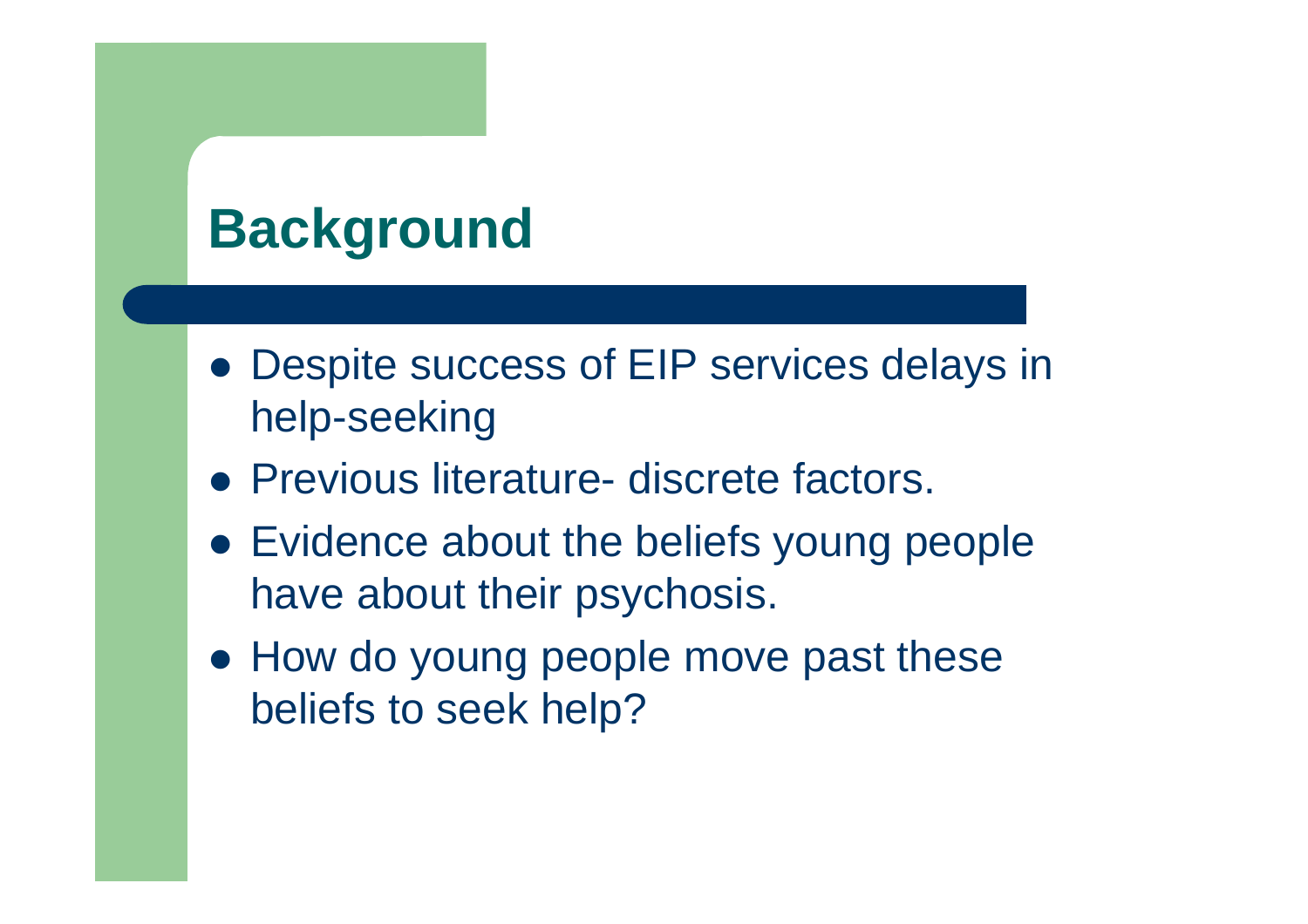# Background

- Despite success of EIP services delays in help-seeking
- Previous literature- discrete factors.
- Evidence about the beliefs young people have about their psychosis.
- How do young people move past these beliefs to seek help?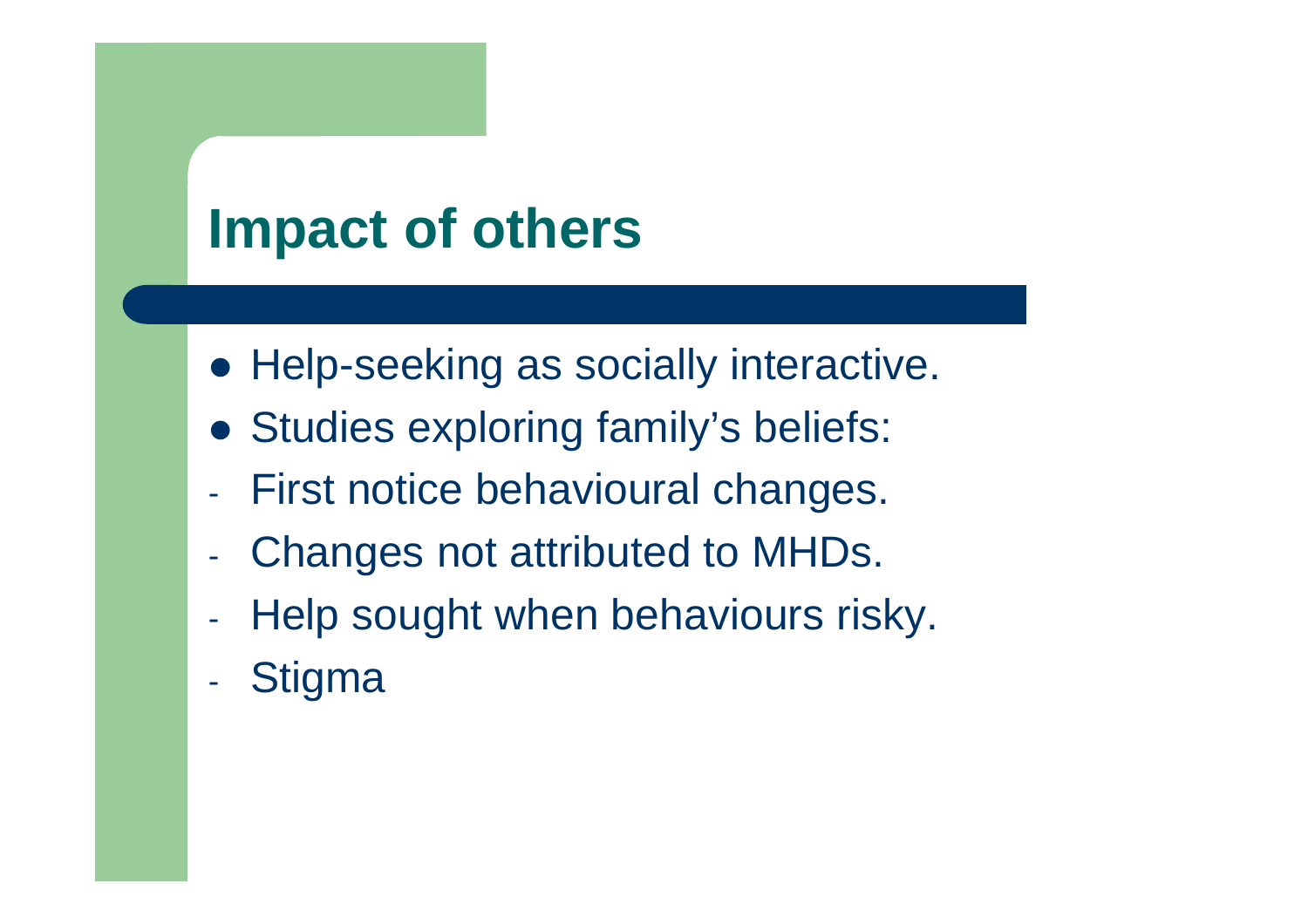# Impact of others

- Help-seeking as socially interactive.
- Studies exploring family's beliefs:
- First notice behavioural changes.
- Changes not attributed to MHDs.
- Help sought when behaviours risky.
- Stigma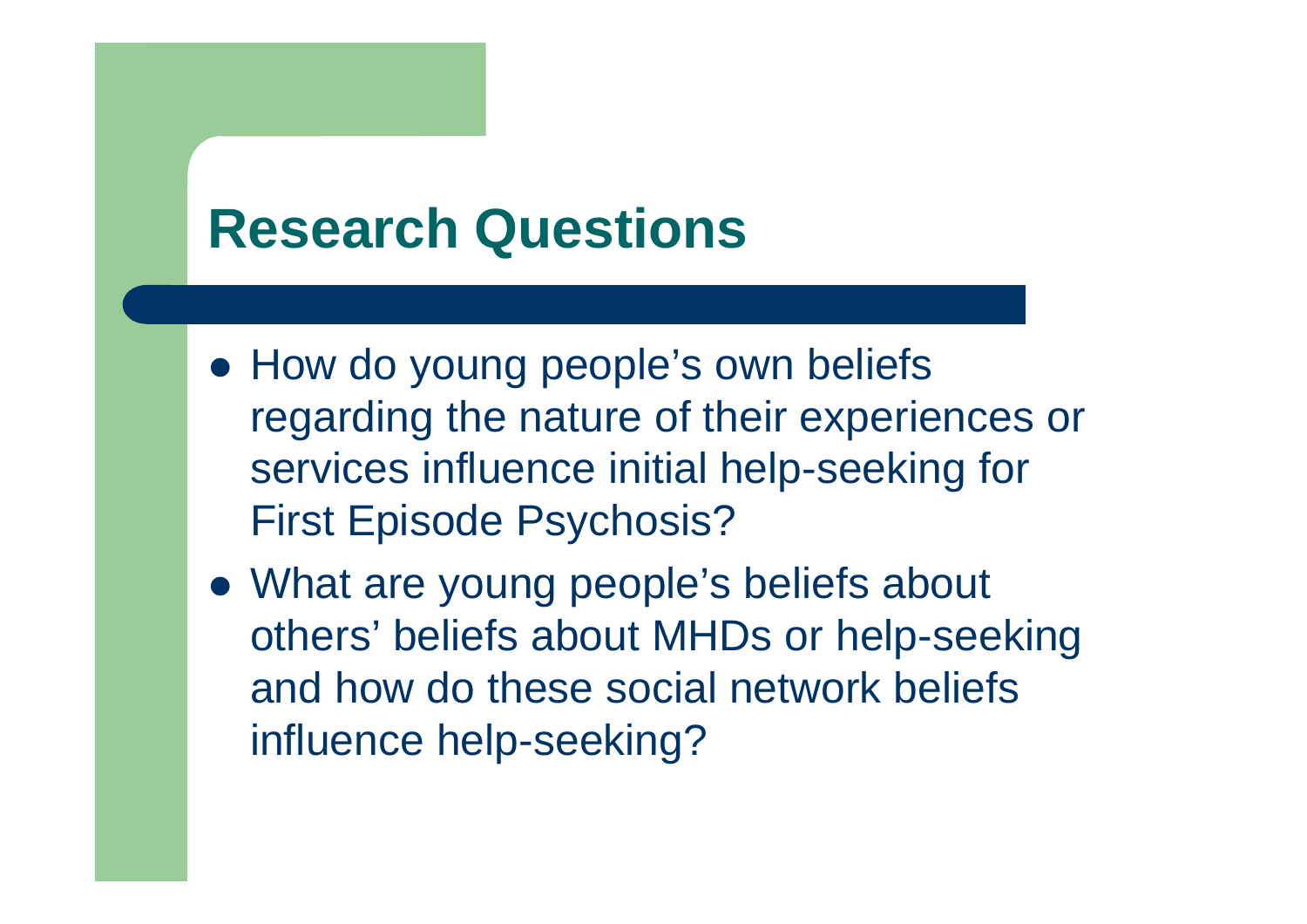# Research Questions

- How do young people’s own beliefs regarding the nature of their experiences or services influence initial help-seeking for First Episode Psychosis?
- What are young people’s beliefs about others’ beliefs about MHDs or help-seeking and how do these social network beliefs influence help-seeking?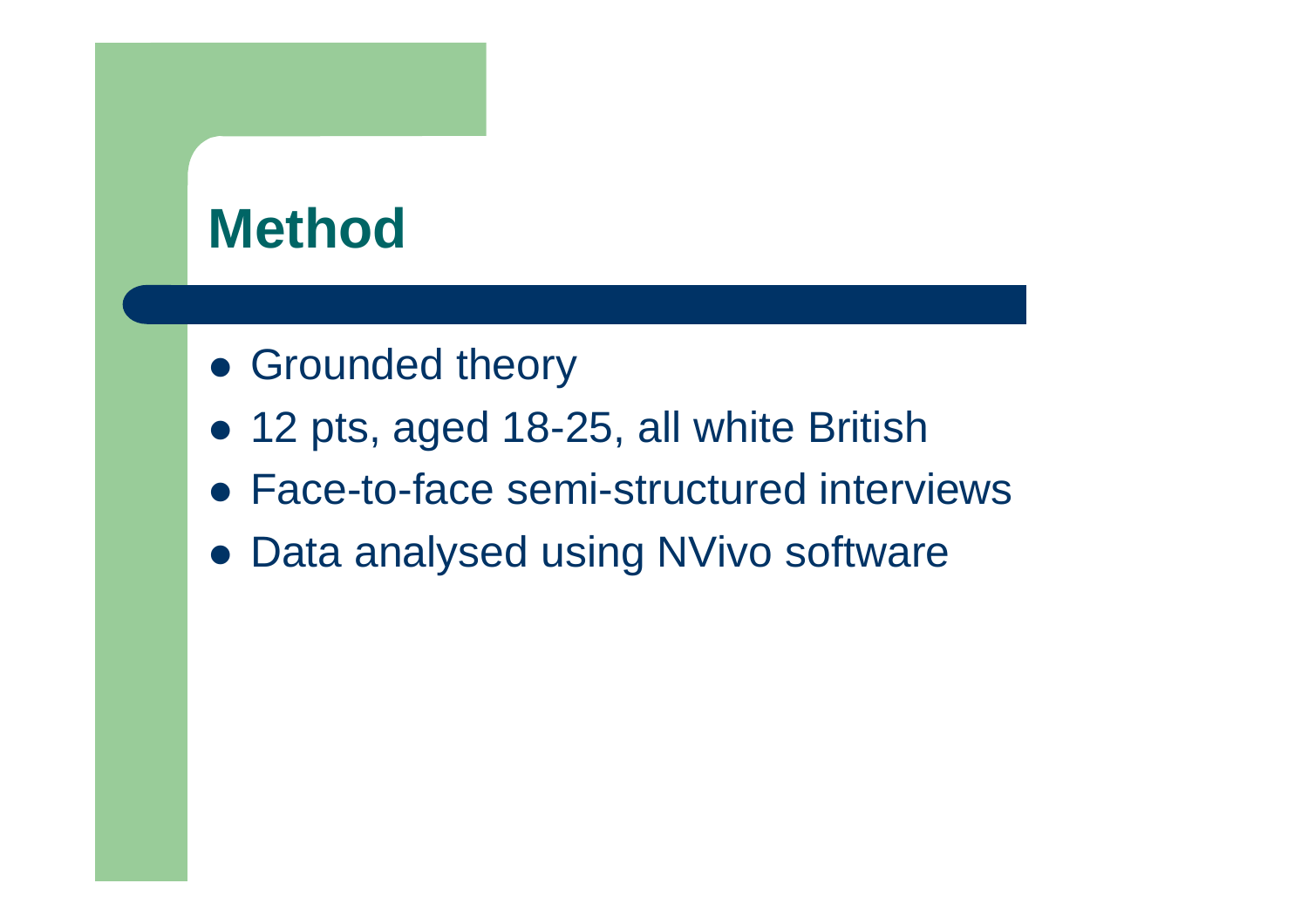# Method

- Grounded theory
- 12 pts, aged 18-25, all white British
- Face-to-face semi-structured interviews
- Data analysed using NVivo software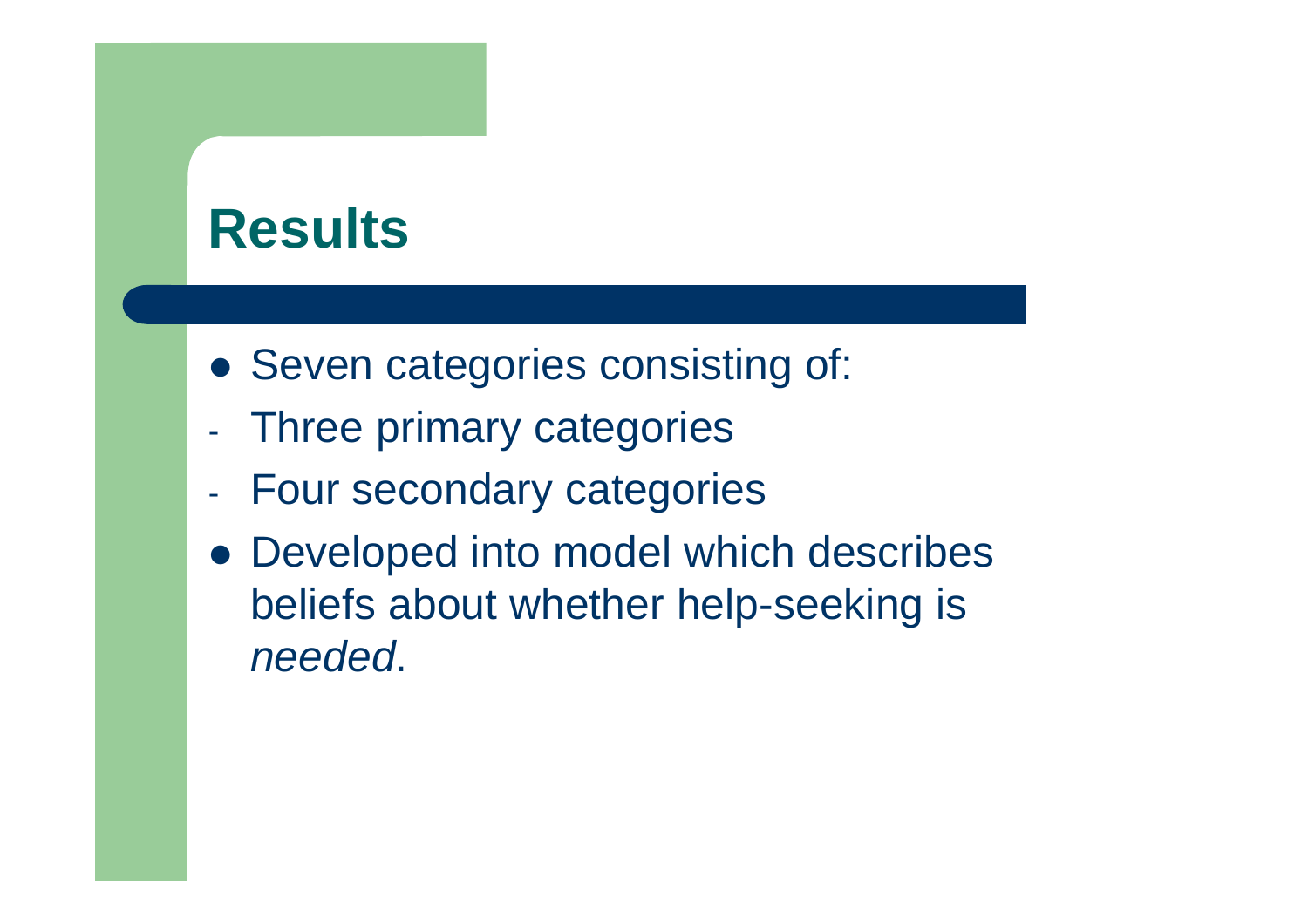# Results

- Seven categories consisting of:
  - Three primary categories
  - Four secondary categories
- Developed into model which describes beliefs about whether help-seeking is *needed*.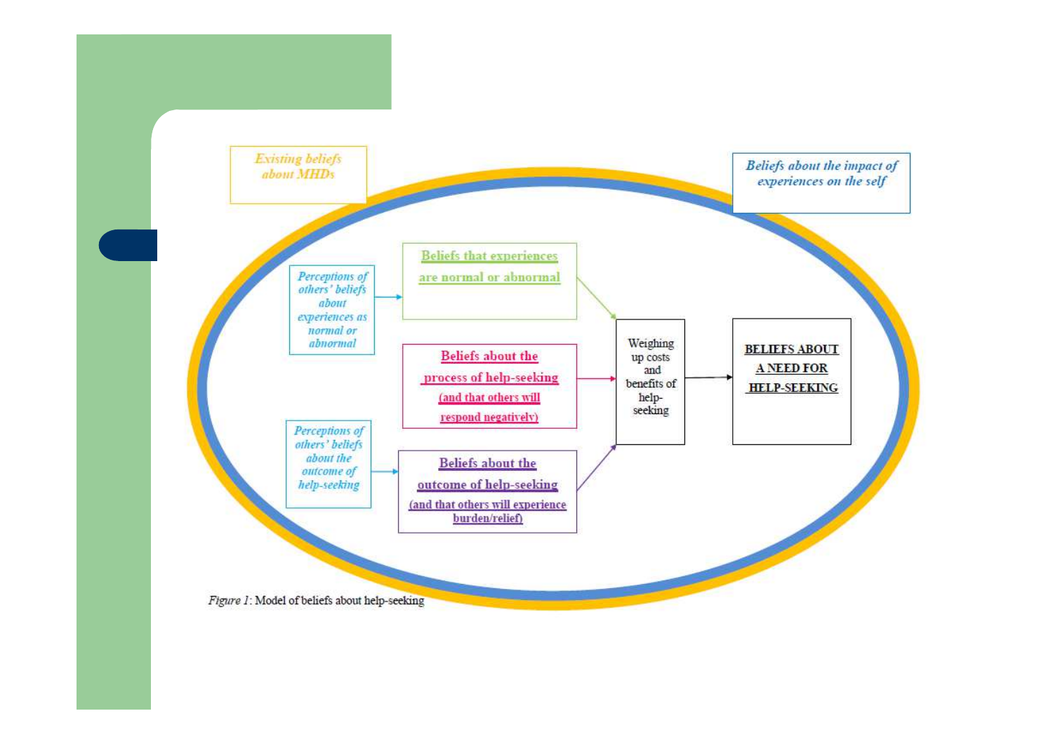*Existing beliefs about MHDs*

*Beliefs about the impact of experiences on the self*

*Perceptions of others' beliefs about experiences as normal or abnormal*

Beliefs that experiences are normal or abnormal

Beliefs about the process of help-seeking (and that others will respond negatively)

*Perceptions of others' beliefs about the outcome of help-seeking*

Beliefs about the outcome of help-seeking (and that others will experience burden/relief)

Weighing up costs and benefits of help-seeking

**BELIEFS ABOUT A NEED FOR HELP-SEEKING**

*Figure 1*: Model of beliefs about help-seeking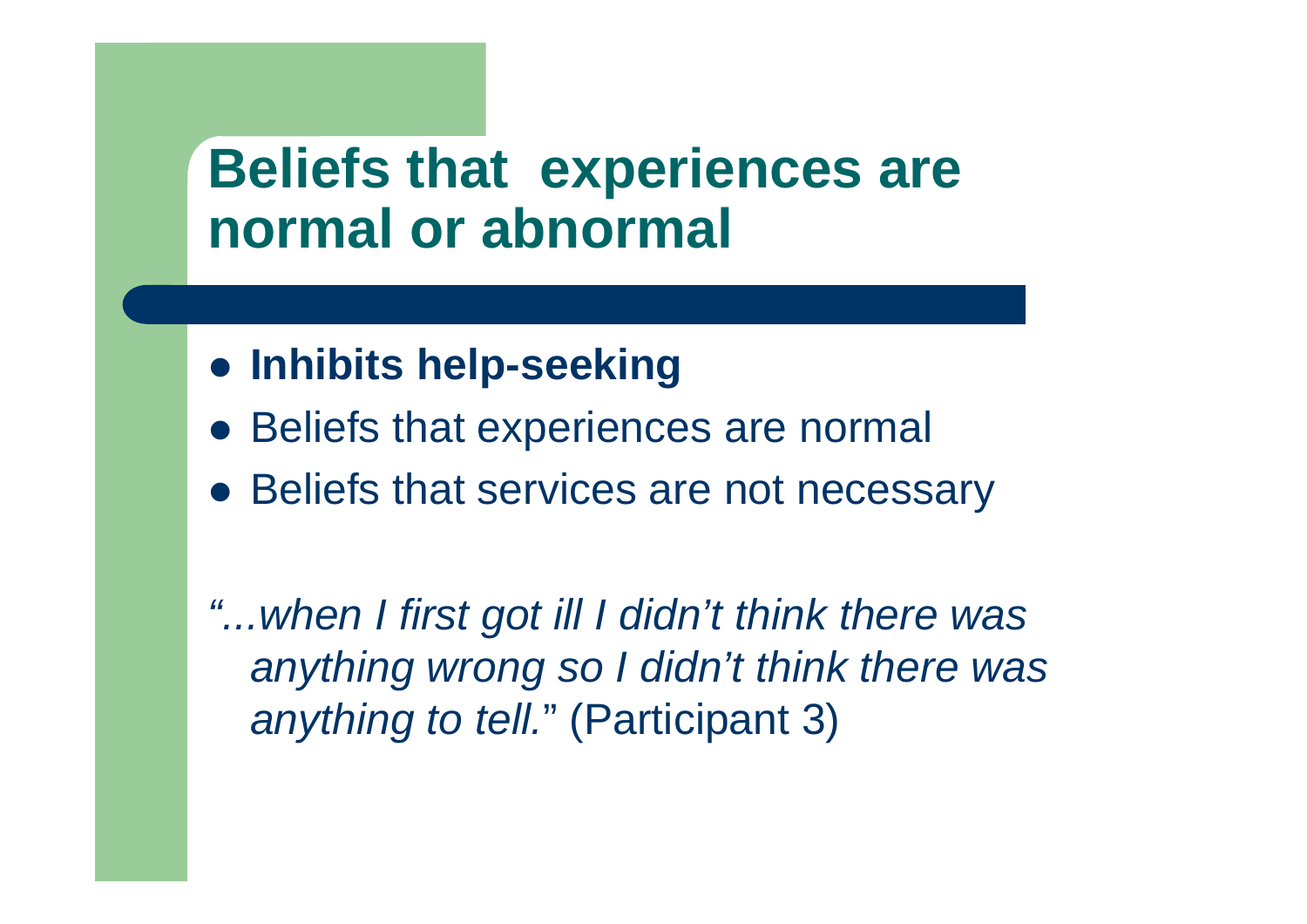# Beliefs that experiences are normal or abnormal

- **Inhibits help-seeking**
- Beliefs that experiences are normal
- Beliefs that services are not necessary

*"...when I first got ill I didn't think there was anything wrong so I didn't think there was anything to tell.*" (Participant 3)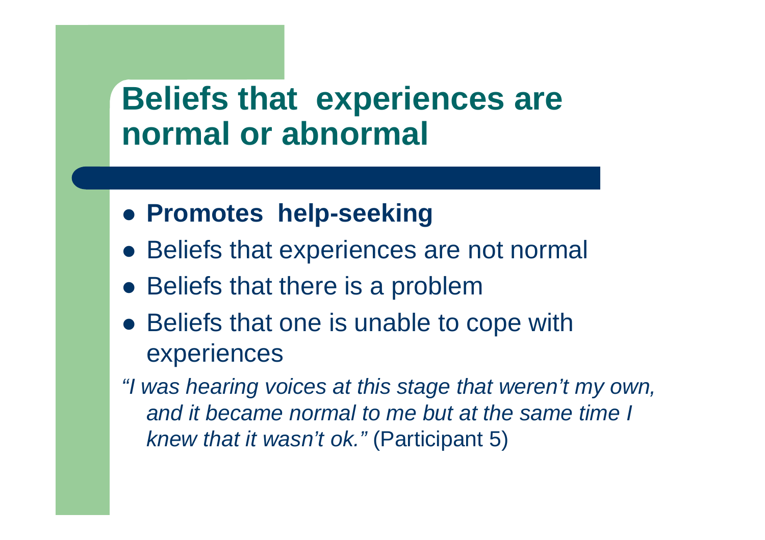# Beliefs that experiences are normal or abnormal

- **Promotes help-seeking**
- Beliefs that experiences are not normal
- Beliefs that there is a problem
- Beliefs that one is unable to cope with experiences

*"I was hearing voices at this stage that weren't my own, and it became normal to me but at the same time I knew that it wasn't ok."* (Participant 5)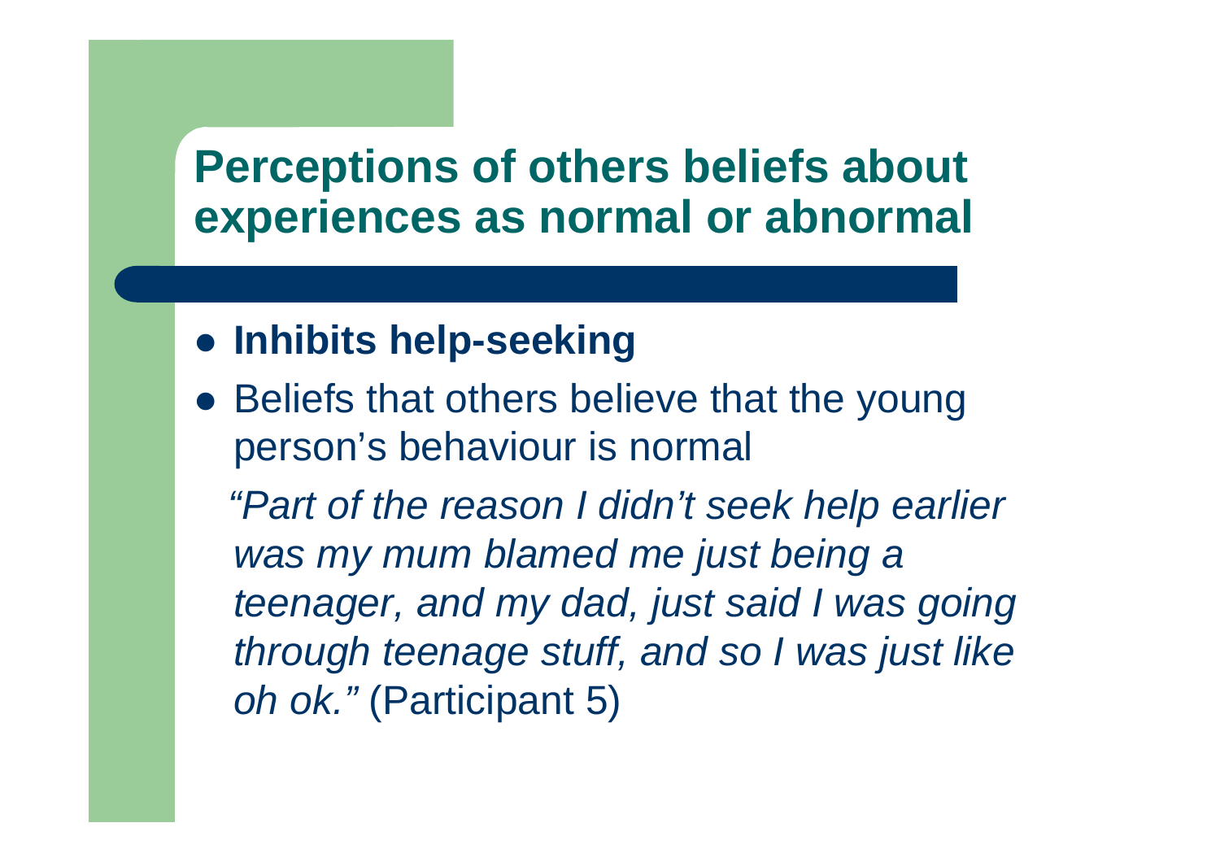# Perceptions of others beliefs about experiences as normal or abnormal

- **Inhibits help-seeking**
- Beliefs that others believe that the young person's behaviour is normal

  *"Part of the reason I didn't seek help earlier was my mum blamed me just being a teenager, and my dad, just said I was going through teenage stuff, and so I was just like oh ok."* (Participant 5)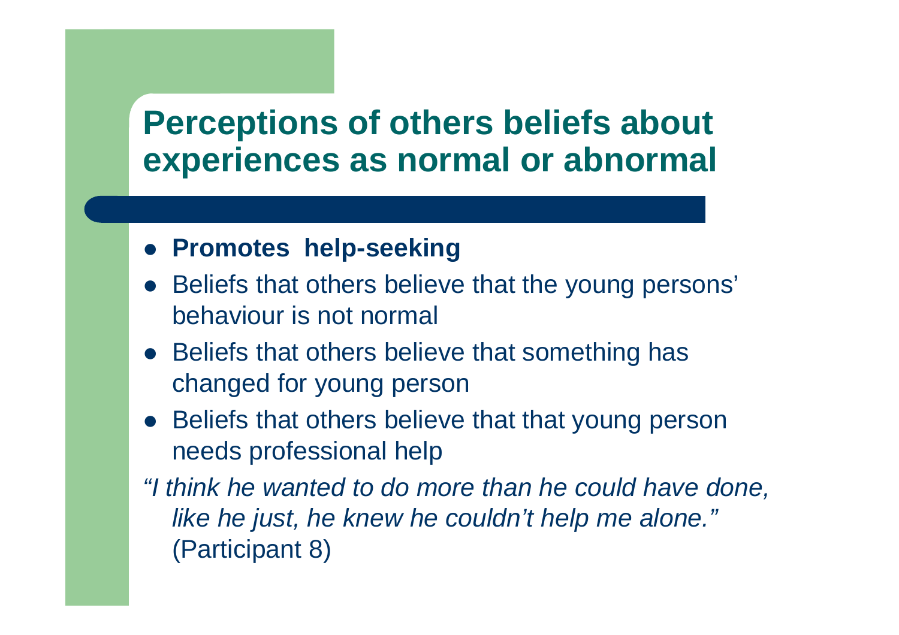# Perceptions of others beliefs about experiences as normal or abnormal

- **Promotes help-seeking**
- Beliefs that others believe that the young persons' behaviour is not normal
- Beliefs that others believe that something has changed for young person
- Beliefs that others believe that that young person needs professional help

*"I think he wanted to do more than he could have done, like he just, he knew he couldn't help me alone."* (Participant 8)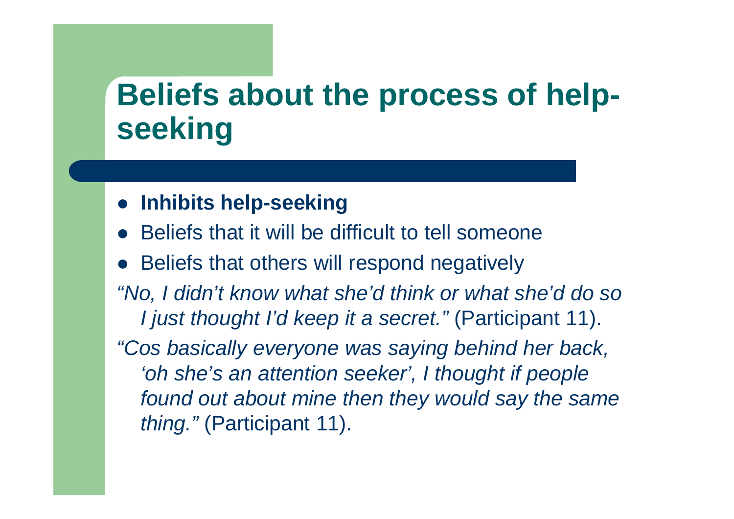# Beliefs about the process of help-seeking

- **Inhibits help-seeking**
- Beliefs that it will be difficult to tell someone
- Beliefs that others will respond negatively

*"No, I didn't know what she'd think or what she'd do so I just thought I'd keep it a secret."* (Participant 11).

*"Cos basically everyone was saying behind her back, 'oh she's an attention seeker', I thought if people found out about mine then they would say the same thing."* (Participant 11).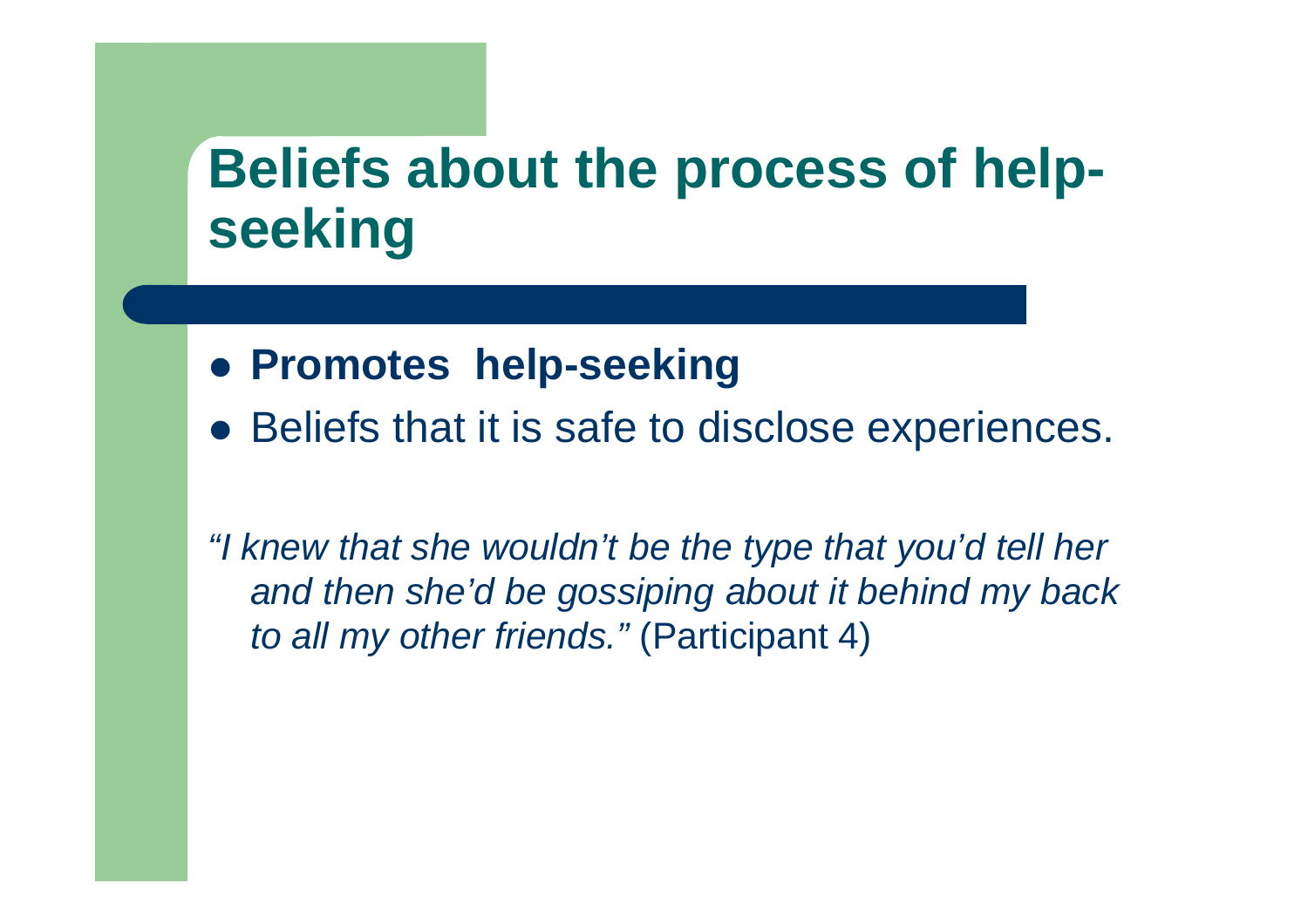# Beliefs about the process of help-seeking

- **Promotes help-seeking**
- Beliefs that it is safe to disclose experiences.

*"I knew that she wouldn't be the type that you'd tell her and then she'd be gossiping about it behind my back to all my other friends."* (Participant 4)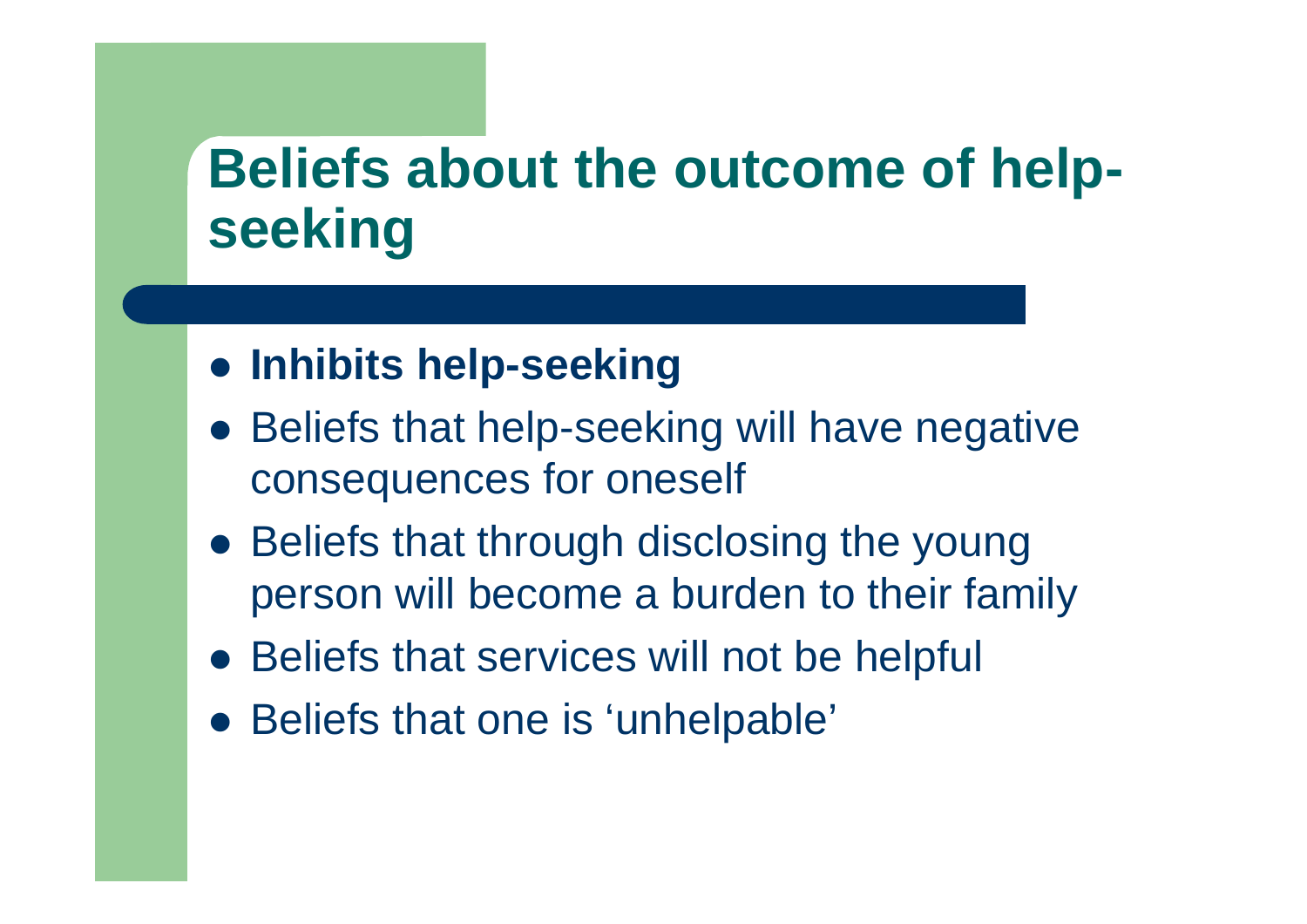# Beliefs about the outcome of help-seeking

- **Inhibits help-seeking**
- Beliefs that help-seeking will have negative consequences for oneself
- Beliefs that through disclosing the young person will become a burden to their family
- Beliefs that services will not be helpful
- Beliefs that one is 'unhelpable'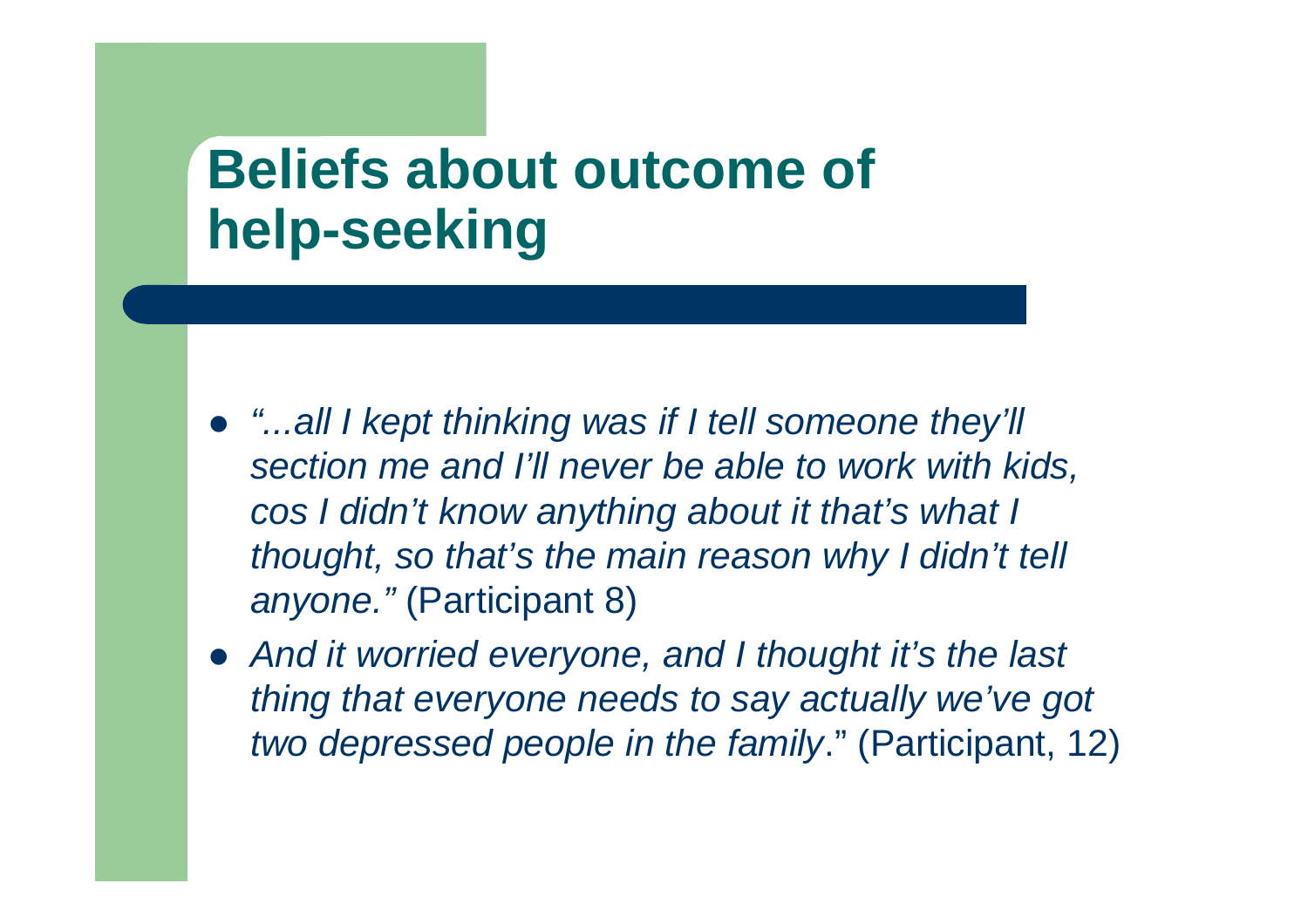# Beliefs about outcome of help-seeking

- *"...all I kept thinking was if I tell someone they'll section me and I'll never be able to work with kids, cos I didn't know anything about it that's what I thought, so that's the main reason why I didn't tell anyone."* (Participant 8)
- *And it worried everyone, and I thought it's the last thing that everyone needs to say actually we've got two depressed people in the family*." (Participant, 12)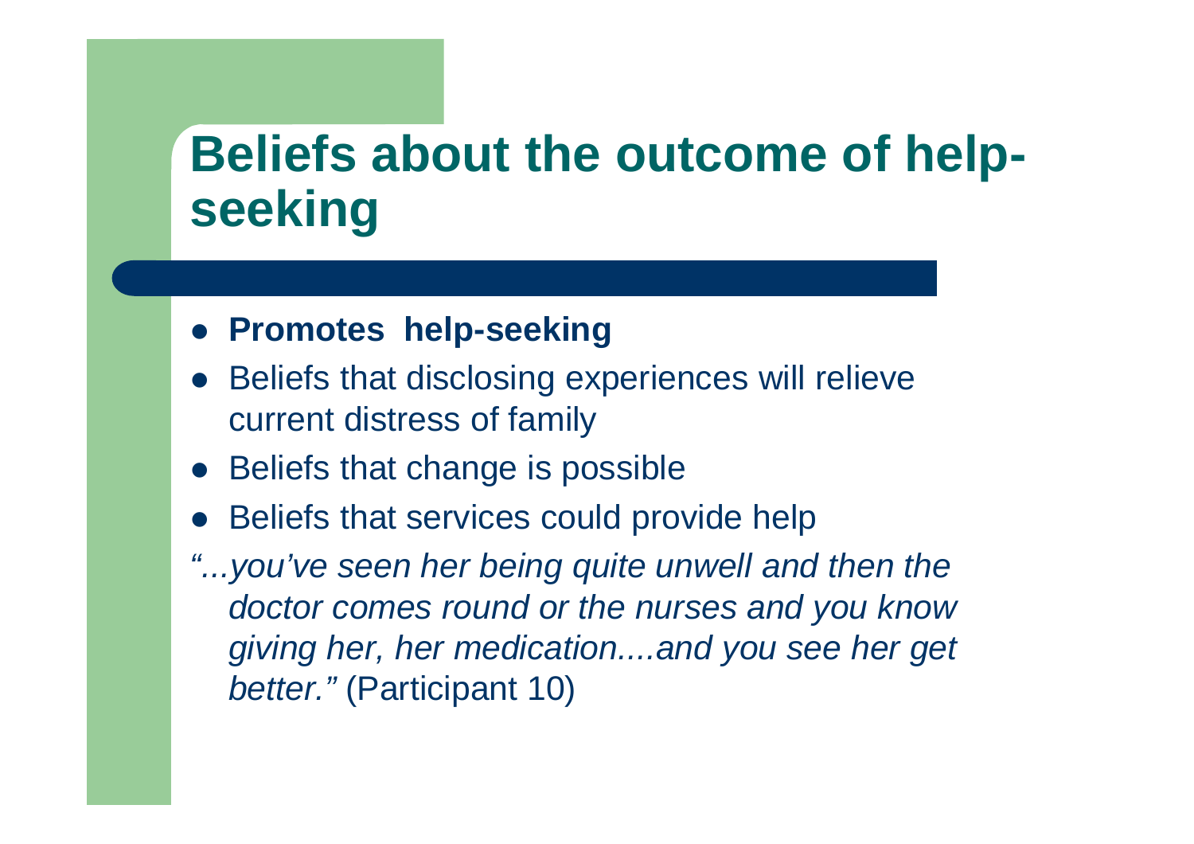# Beliefs about the outcome of help-seeking

- **Promotes help-seeking**
- Beliefs that disclosing experiences will relieve current distress of family
- Beliefs that change is possible
- Beliefs that services could provide help

*"...you've seen her being quite unwell and then the doctor comes round or the nurses and you know giving her, her medication....and you see her get better."* (Participant 10)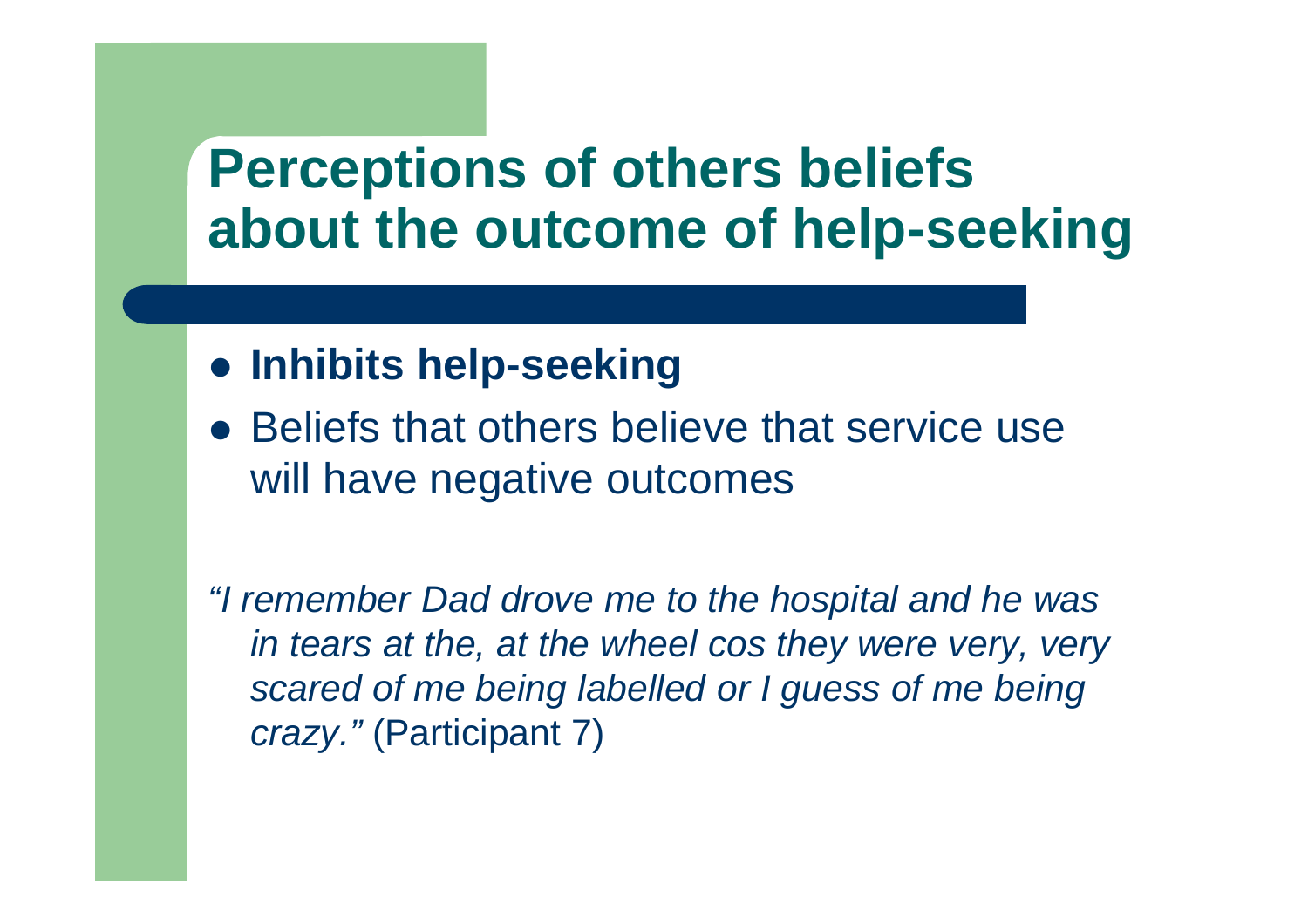# Perceptions of others beliefs about the outcome of help-seeking

- **Inhibits help-seeking**
- Beliefs that others believe that service use will have negative outcomes

*"I remember Dad drove me to the hospital and he was in tears at the, at the wheel cos they were very, very scared of me being labelled or I guess of me being crazy."* (Participant 7)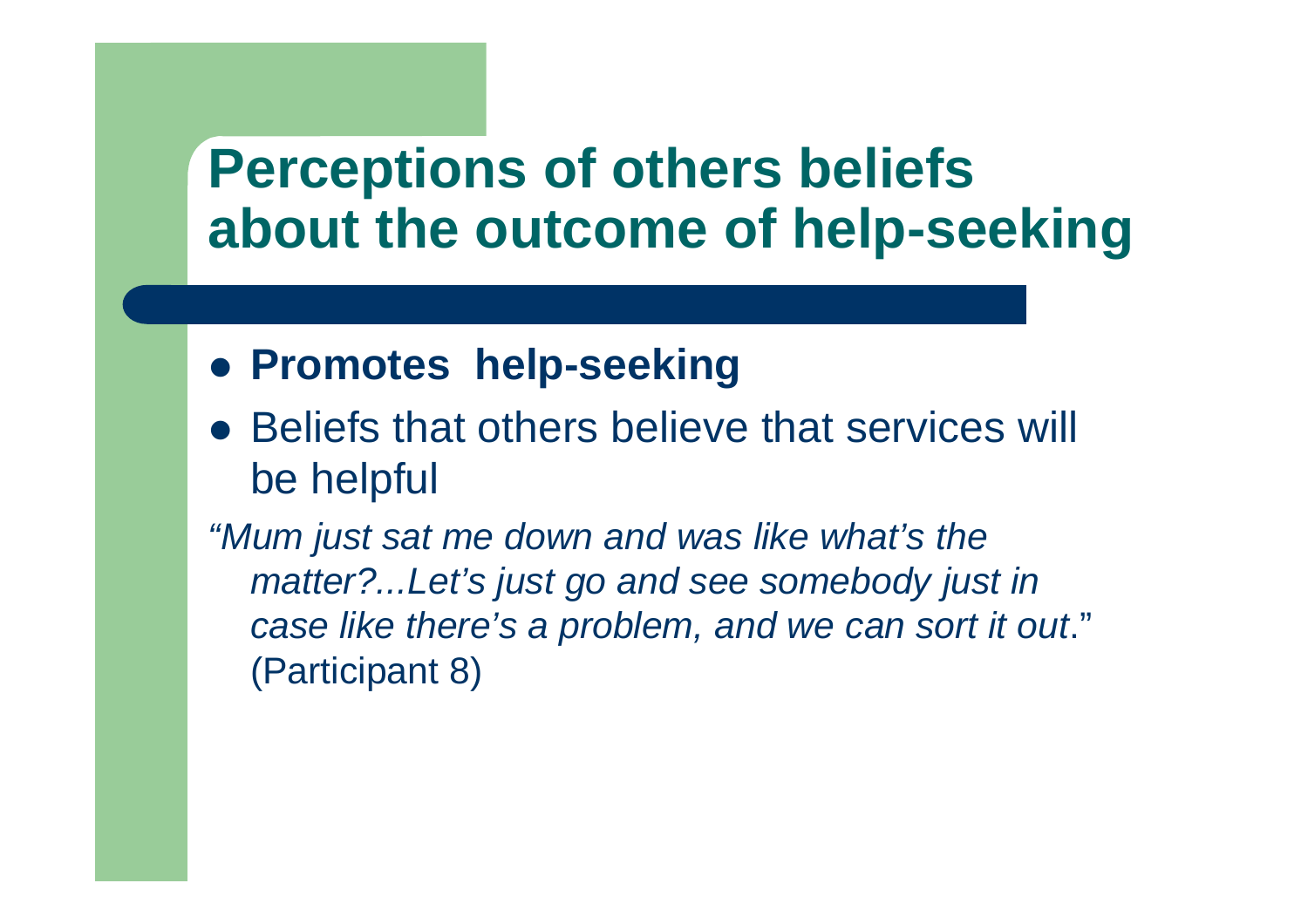# Perceptions of others beliefs about the outcome of help-seeking

- **Promotes help-seeking**
- Beliefs that others believe that services will be helpful

*"Mum just sat me down and was like what's the matter?...Let's just go and see somebody just in case like there's a problem, and we can sort it out*." (Participant 8)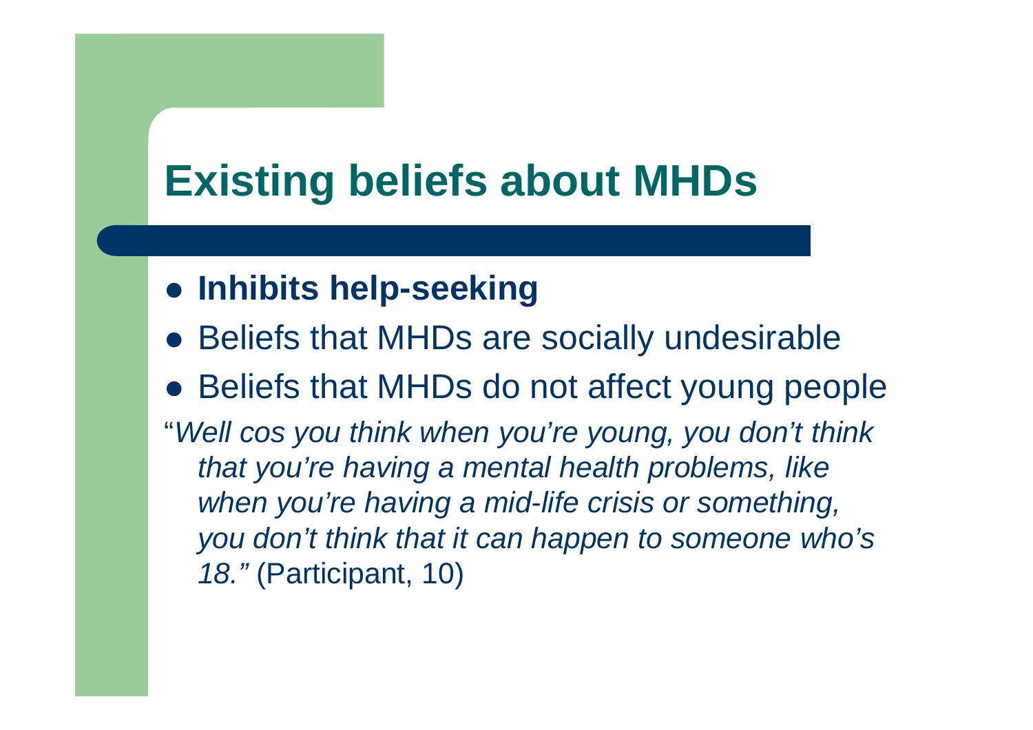# Existing beliefs about MHDs

- **Inhibits help-seeking**
- Beliefs that MHDs are socially undesirable
- Beliefs that MHDs do not affect young people

"*Well cos you think when you're young, you don't think that you're having a mental health problems, like when you're having a mid-life crisis or something, you don't think that it can happen to someone who's 18."* (Participant, 10)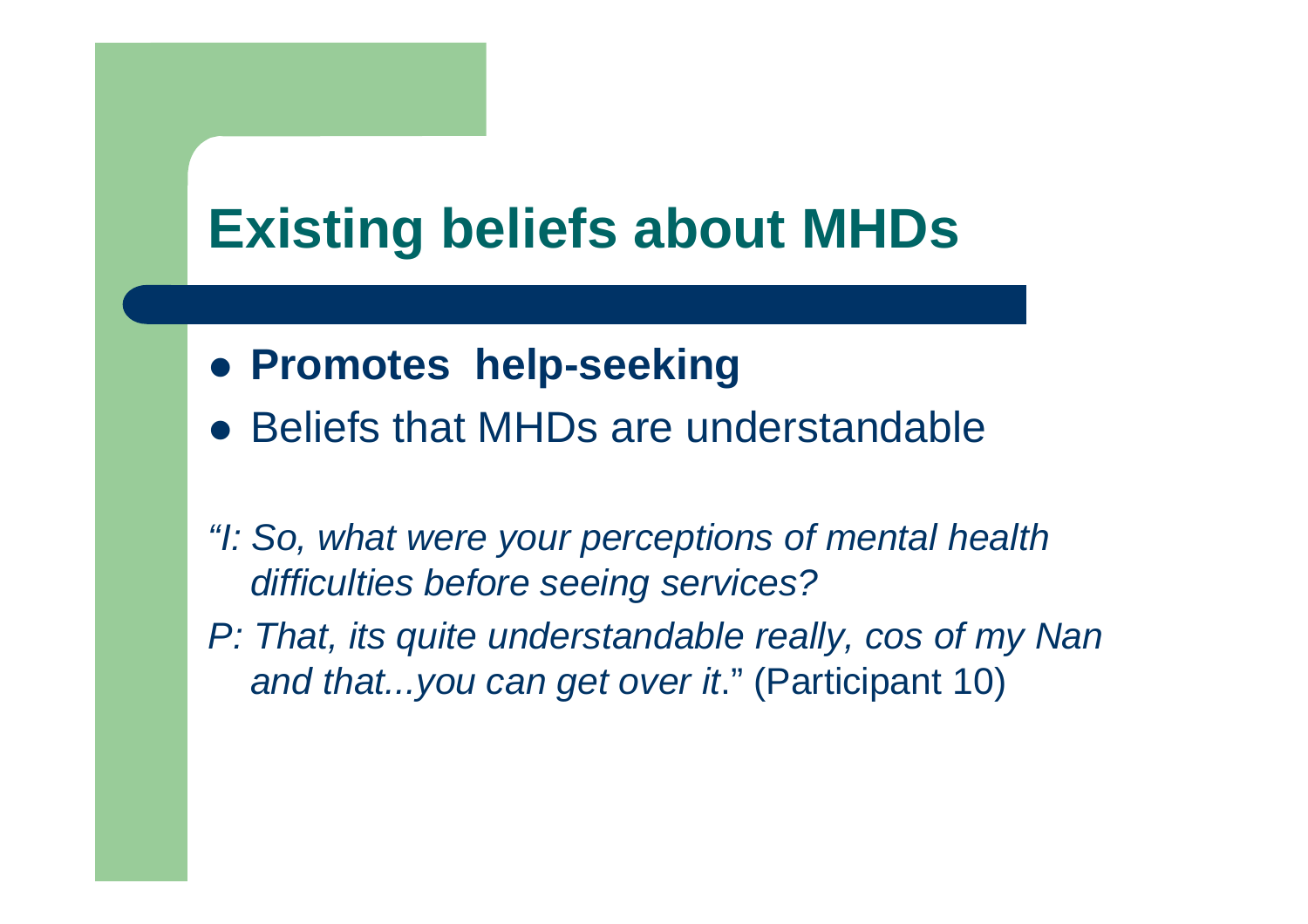# Existing beliefs about MHDs

- **Promotes help-seeking**
- Beliefs that MHDs are understandable

*"I: So, what were your perceptions of mental health difficulties before seeing services?*

*P: That, its quite understandable really, cos of my Nan and that...you can get over it*." (Participant 10)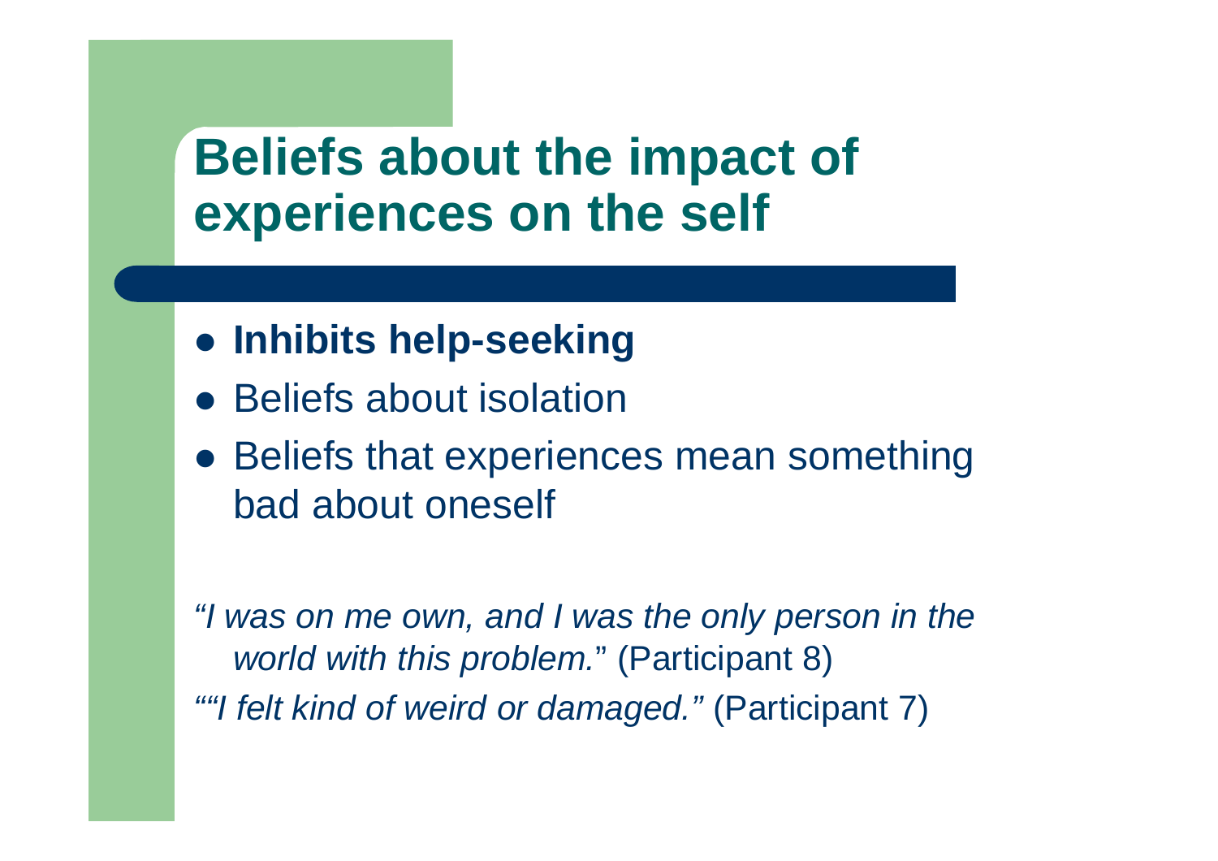# Beliefs about the impact of experiences on the self

- **Inhibits help-seeking**
- Beliefs about isolation
- Beliefs that experiences mean something bad about oneself

*"I was on me own, and I was the only person in the world with this problem.*" (Participant 8)

*""I felt kind of weird or damaged."* (Participant 7)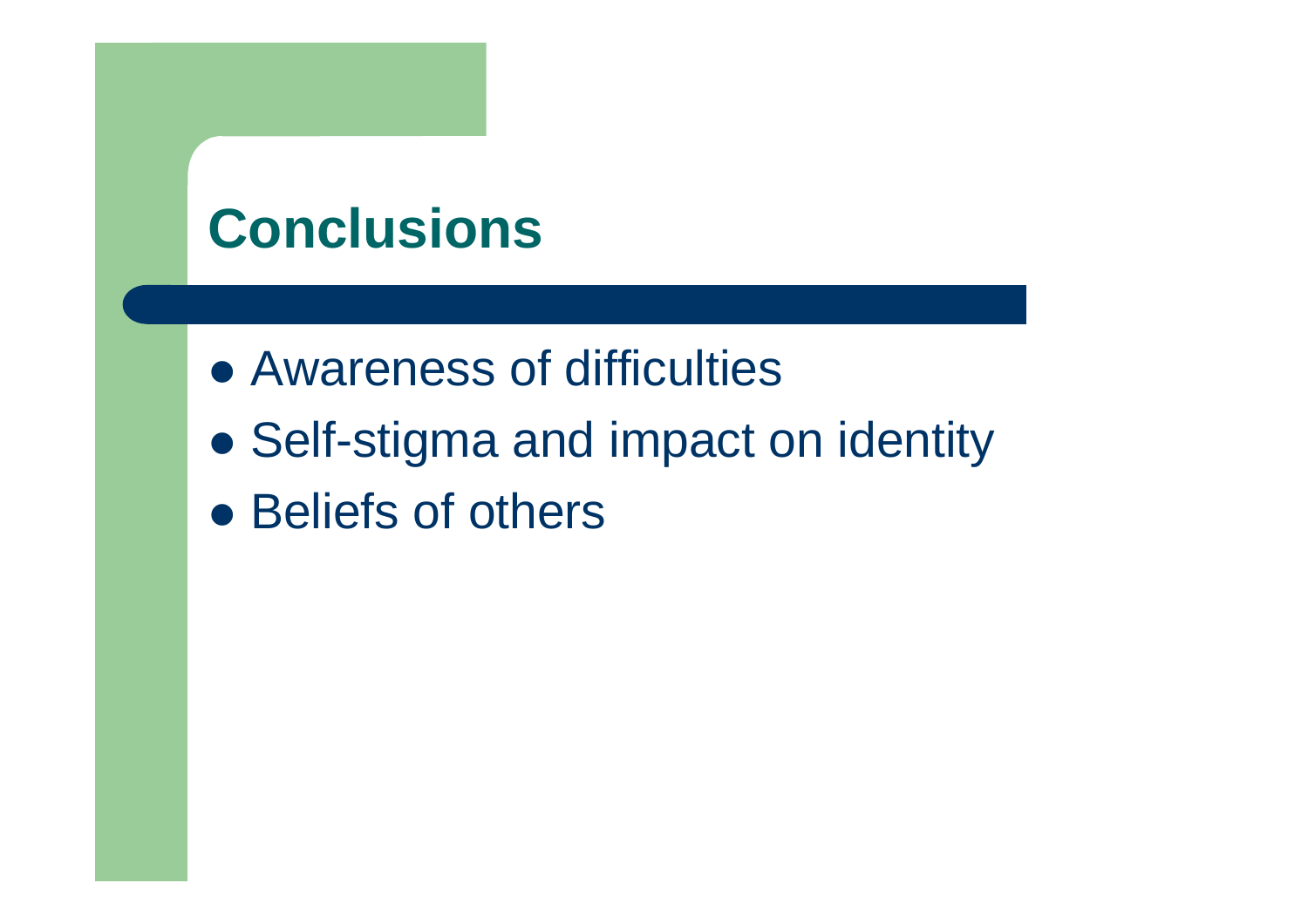# Conclusions

- Awareness of difficulties
- Self-stigma and impact on identity
- Beliefs of others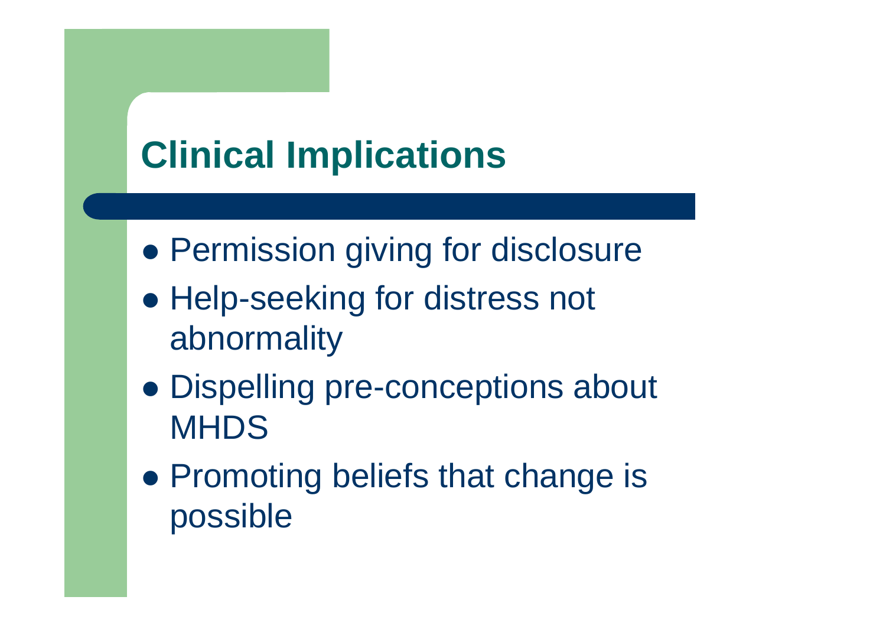# Clinical Implications

- Permission giving for disclosure
- Help-seeking for distress not abnormality
- Dispelling pre-conceptions about MHDS
- Promoting beliefs that change is possible